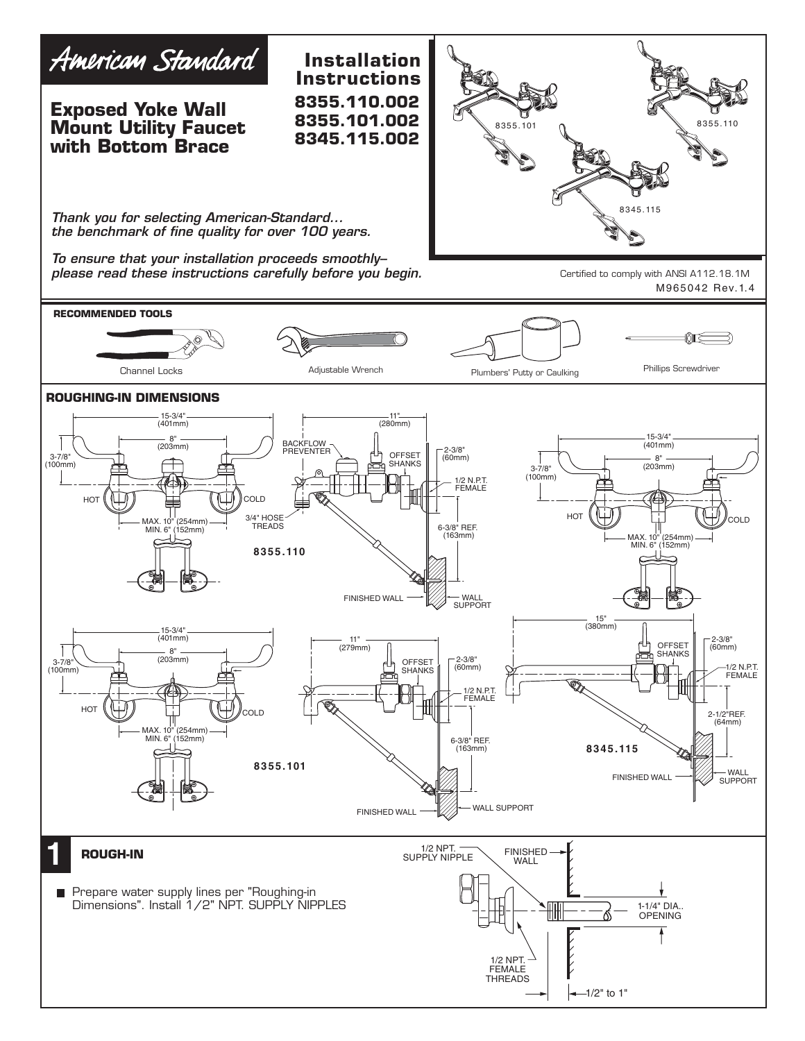American Standard

# Exposed Yoke Wall Mount Utility Faucet with Bottom Brace

## Installation Instructions
**8355.110.002**
**8355.101.002**
**8345.115.002**

8355.101 8355.110 8345.115

*Thank you for selecting American-Standard... the benchmark of fine quality for over 100 years.*

*To ensure that your installation proceeds smoothly– please read these instructions carefully before you begin.*

Certified to comply with ANSI A112.18.1M
M965042 Rev.1.4

### RECOMMENDED TOOLS

Channel Locks
Adjustable Wrench
Plumbers' Putty or Caulking
Phillips Screwdriver

### ROUGHING-IN DIMENSIONS

**8355.110**

15-3/4" (401mm)
8" (203mm)
3-7/8" (100mm)
HOT
COLD
MAX. 10" (254mm) MIN. 6" (152mm)
11" (280mm)
BACKFLOW PREVENTER
OFFSET SHANKS
2-3/8" (60mm)
1/2 N.P.T. FEMALE
3/4" HOSE TREADS
6-3/8" REF. (163mm)
FINISHED WALL
WALL SUPPORT

15-3/4" (401mm)
8" (203mm)
3-7/8" (100mm)
HOT
COLD
MAX. 10" (254mm) MIN. 6" (152mm)

**8355.101**

15-3/4" (401mm)
8" (203mm)
3-7/8" (100mm)
HOT
COLD
MAX. 10" (254mm) MIN. 6" (152mm)
11" (279mm)
OFFSET SHANKS
2-3/8" (60mm)
1/2 N.P.T. FEMALE
6-3/8" REF. (163mm)
FINISHED WALL
WALL SUPPORT

**8345.115**

15" (380mm)
OFFSET SHANKS
2-3/8" (60mm)
1/2 N.P.T. FEMALE
2-1/2"REF. (64mm)
FINISHED WALL
WALL SUPPORT

## 1 ROUGH-IN

- Prepare water supply lines per "Roughing-in Dimensions". Install 1/2" NPT. SUPPLY NIPPLES

1/2 NPT. SUPPLY NIPPLE
FINISHED WALL
1-1/4" DIA.. OPENING
1/2 NPT. FEMALE THREADS
1/2" to 1"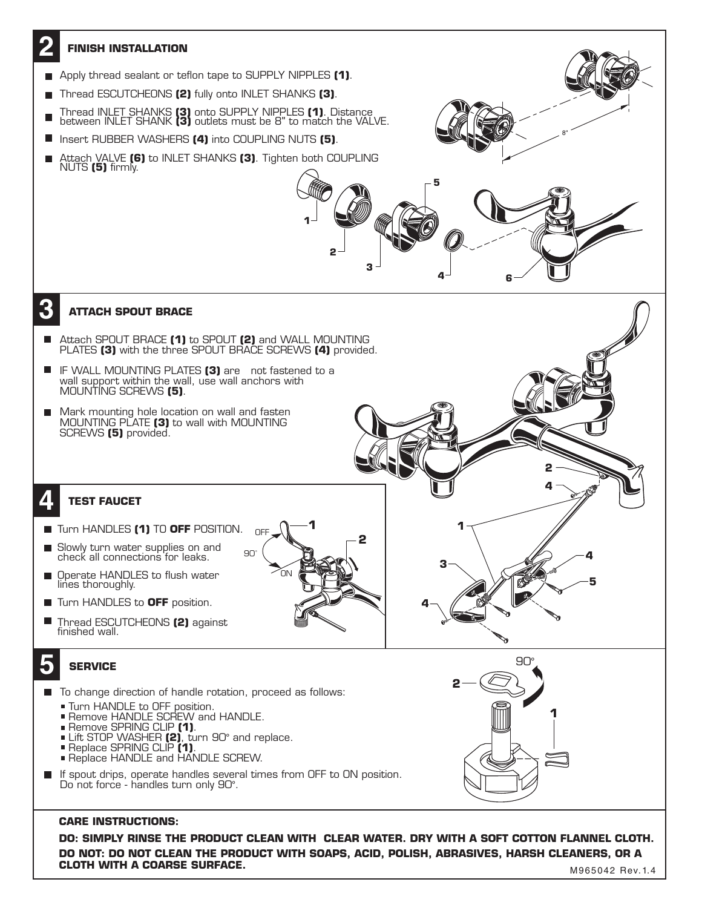## 2 FINISH INSTALLATION

- Apply thread sealant or teflon tape to SUPPLY NIPPLES **(1)**.
- Thread ESCUTCHEONS **(2)** fully onto INLET SHANKS **(3)**.
- Thread INLET SHANKS **(3)** onto SUPPLY NIPPLES **(1)**. Distance between INLET SHANK **(3)** outlets must be 8" to match the VALVE.
- Insert RUBBER WASHERS **(4)** into COUPLING NUTS **(5)**.
- Attach VALVE **(6)** to INLET SHANKS **(3)**. Tighten both COUPLING NUTS **(5)** firmly.

8"

1
2
3
4
5
6

## 3 ATTACH SPOUT BRACE

- Attach SPOUT BRACE **(1)** to SPOUT **(2)** and WALL MOUNTING PLATES **(3)** with the three SPOUT BRACE SCREWS **(4)** provided.
- IF WALL MOUNTING PLATES **(3)** are not fastened to a wall support within the wall, use wall anchors with MOUNTING SCREWS **(5)**.
- Mark mounting hole location on wall and fasten MOUNTING PLATE **(3)** to wall with MOUNTING SCREWS **(5)** provided.

1
2
3
4
5

## 4 TEST FAUCET

- Turn HANDLES **(1)** TO **OFF** POSITION.
- Slowly turn water supplies on and check all connections for leaks.
- Operate HANDLES to flush water lines thoroughly.
- Turn HANDLES to **OFF** position.
- Thread ESCUTCHEONS **(2)** against finished wall.

OFF
90°
ON
1
2

## 5 SERVICE

- To change direction of handle rotation, proceed as follows:
  - Turn HANDLE to OFF position.
  - Remove HANDLE SCREW and HANDLE.
  - Remove SPRING CLIP **(1)**.
  - Lift STOP WASHER **(2)**, turn 90° and replace.
  - Replace SPRING CLIP **(1)**.
  - Replace HANDLE and HANDLE SCREW.
- If spout drips, operate handles several times from OFF to ON position. Do not force - handles turn only 90°.

90°
1
2

**CARE INSTRUCTIONS:**

**DO: SIMPLY RINSE THE PRODUCT CLEAN WITH CLEAR WATER. DRY WITH A SOFT COTTON FLANNEL CLOTH.**

**DO NOT: DO NOT CLEAN THE PRODUCT WITH SOAPS, ACID, POLISH, ABRASIVES, HARSH CLEANERS, OR A CLOTH WITH A COARSE SURFACE.**

M965042 Rev.1.4